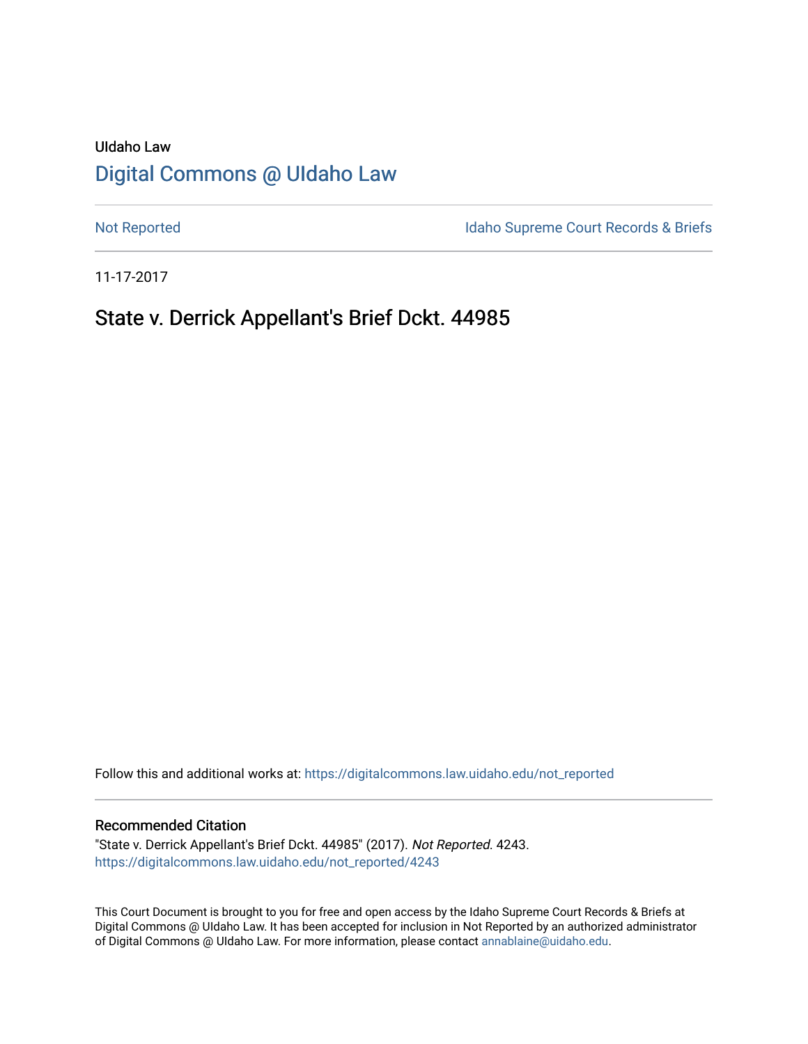UIdaho Law

# Digital Commons @ UIdaho Law

Not Reported

Idaho Supreme Court Records & Briefs

11-17-2017

## State v. Derrick Appellant's Brief Dckt. 44985

Follow this and additional works at: https://digitalcommons.law.uidaho.edu/not_reported

### Recommended Citation

"State v. Derrick Appellant's Brief Dckt. 44985" (2017). *Not Reported*. 4243.
https://digitalcommons.law.uidaho.edu/not_reported/4243

This Court Document is brought to you for free and open access by the Idaho Supreme Court Records & Briefs at Digital Commons @ UIdaho Law. It has been accepted for inclusion in Not Reported by an authorized administrator of Digital Commons @ UIdaho Law. For more information, please contact annablaine@uidaho.edu.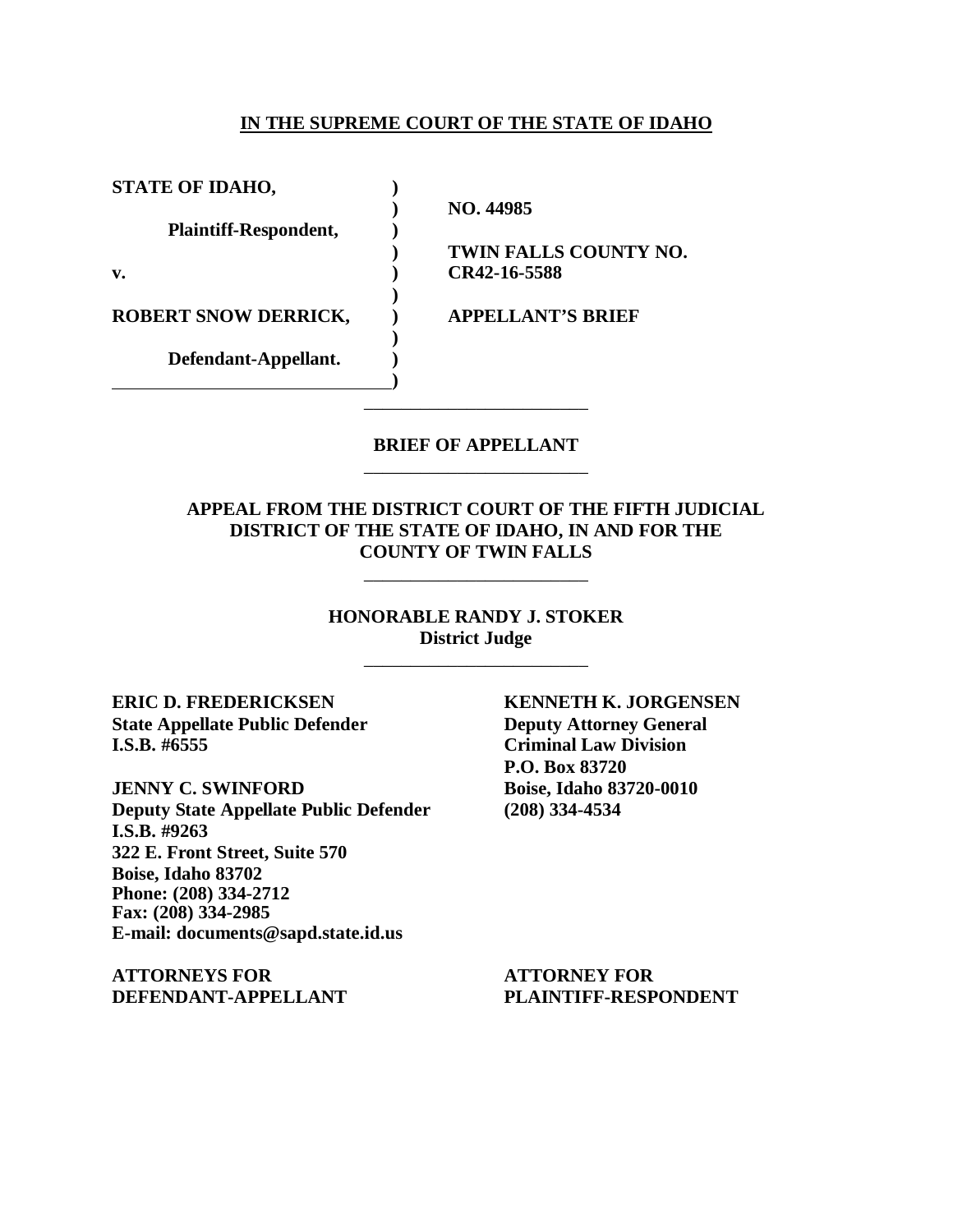**IN THE SUPREME COURT OF THE STATE OF IDAHO**

| | | |
|---|---|---|
| **STATE OF IDAHO,** | **)** | |
| | **)** | **NO. 44985** |
| **Plaintiff-Respondent,** | **)** | |
| | **)** | **TWIN FALLS COUNTY NO.** |
| **v.** | **)** | **CR42-16-5588** |
| | **)** | |
| **ROBERT SNOW DERRICK,** | **)** | **APPELLANT'S BRIEF** |
| | **)** | |
| **Defendant-Appellant.** | **)** | |
| | **)** | |

---

**BRIEF OF APPELLANT**

---

**APPEAL FROM THE DISTRICT COURT OF THE FIFTH JUDICIAL DISTRICT OF THE STATE OF IDAHO, IN AND FOR THE COUNTY OF TWIN FALLS**

---

**HONORABLE RANDY J. STOKER**
**District Judge**

---

**ERIC D. FREDERICKSEN**
**State Appellate Public Defender**
**I.S.B. #6555**

**JENNY C. SWINFORD**
**Deputy State Appellate Public Defender**
**I.S.B. #9263**
**322 E. Front Street, Suite 570**
**Boise, Idaho 83702**
**Phone: (208) 334-2712**
**Fax: (208) 334-2985**
**E-mail: documents@sapd.state.id.us**

**ATTORNEYS FOR**
**DEFENDANT-APPELLANT**

**KENNETH K. JORGENSEN**
**Deputy Attorney General**
**Criminal Law Division**
**P.O. Box 83720**
**Boise, Idaho 83720-0010**
**(208) 334-4534**

**ATTORNEY FOR**
**PLAINTIFF-RESPONDENT**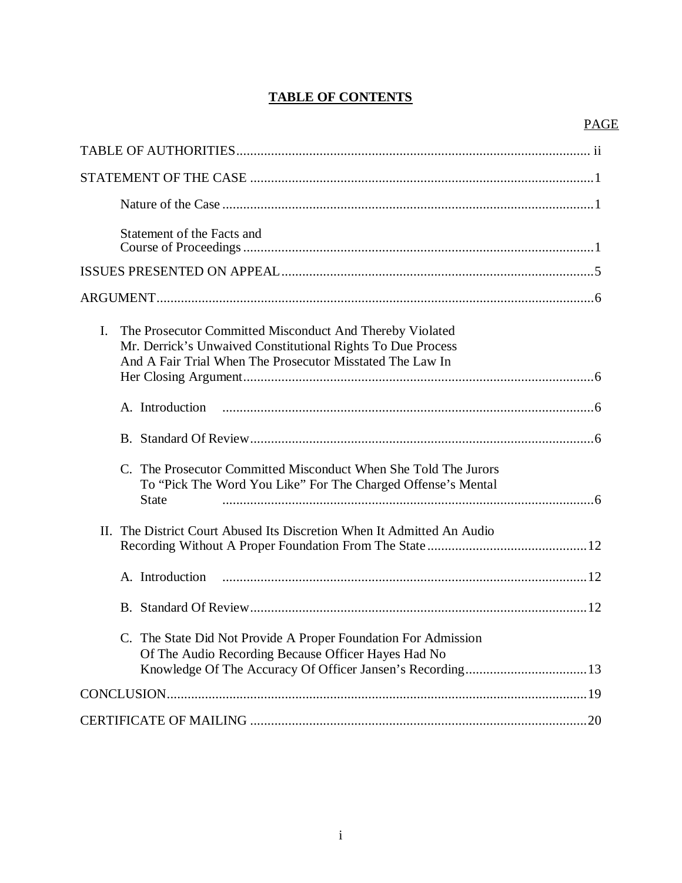# TABLE OF CONTENTS

| | PAGE |
|---|---|
| TABLE OF AUTHORITIES | ii |
| STATEMENT OF THE CASE | 1 |
| Nature of the Case | 1 |
| Statement of the Facts and Course of Proceedings | 1 |
| ISSUES PRESENTED ON APPEAL | 5 |
| ARGUMENT | 6 |
| I. The Prosecutor Committed Misconduct And Thereby Violated Mr. Derrick's Unwaived Constitutional Rights To Due Process And A Fair Trial When The Prosecutor Misstated The Law In Her Closing Argument | 6 |
| A. Introduction | 6 |
| B. Standard Of Review | 6 |
| C. The Prosecutor Committed Misconduct When She Told The Jurors To "Pick The Word You Like" For The Charged Offense's Mental State | 6 |
| II. The District Court Abused Its Discretion When It Admitted An Audio Recording Without A Proper Foundation From The State | 12 |
| A. Introduction | 12 |
| B. Standard Of Review | 12 |
| C. The State Did Not Provide A Proper Foundation For Admission Of The Audio Recording Because Officer Hayes Had No Knowledge Of The Accuracy Of Officer Jansen's Recording | 13 |
| CONCLUSION | 19 |
| CERTIFICATE OF MAILING | 20 |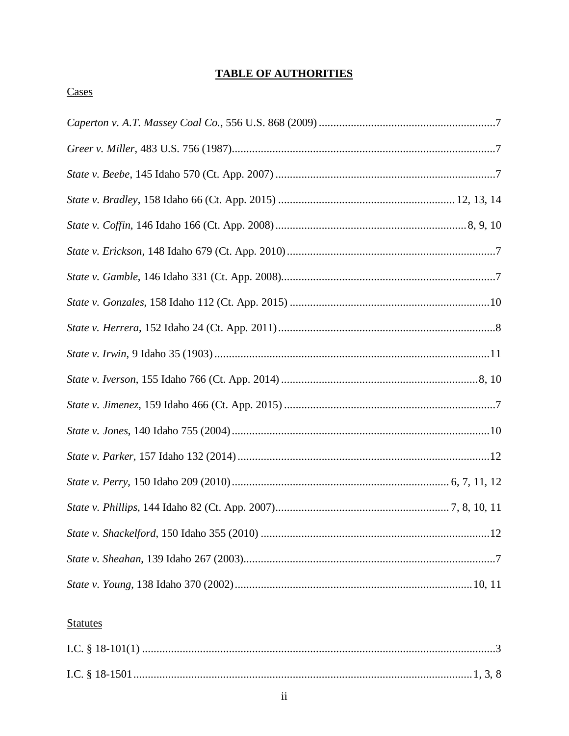# **TABLE OF AUTHORITIES**

Cases

*Caperton v. A.T. Massey Coal Co.*, 556 U.S. 868 (2009) .......................................................... 7

*Greer v. Miller*, 483 U.S. 756 (1987) .......................................................... 7

*State v. Beebe*, 145 Idaho 570 (Ct. App. 2007) .......................................................... 7

*State v. Bradley*, 158 Idaho 66 (Ct. App. 2015) .......................................................... 12, 13, 14

*State v. Coffin*, 146 Idaho 166 (Ct. App. 2008) .......................................................... 8, 9, 10

*State v. Erickson*, 148 Idaho 679 (Ct. App. 2010) .......................................................... 7

*State v. Gamble*, 146 Idaho 331 (Ct. App. 2008) .......................................................... 7

*State v. Gonzales*, 158 Idaho 112 (Ct. App. 2015) .......................................................... 10

*State v. Herrera*, 152 Idaho 24 (Ct. App. 2011) .......................................................... 8

*State v. Irwin,* 9 Idaho 35 (1903) .......................................................... 11

*State v. Iverson*, 155 Idaho 766 (Ct. App. 2014) .......................................................... 8, 10

*State v. Jimenez*, 159 Idaho 466 (Ct. App. 2015) .......................................................... 7

*State v. Jones*, 140 Idaho 755 (2004) .......................................................... 10

*State v. Parker*, 157 Idaho 132 (2014) .......................................................... 12

*State v. Perry*, 150 Idaho 209 (2010) .......................................................... 6, 7, 11, 12

*State v. Phillips*, 144 Idaho 82 (Ct. App. 2007) .......................................................... 7, 8, 10, 11

*State v. Shackelford*, 150 Idaho 355 (2010) .......................................................... 12

*State v. Sheahan*, 139 Idaho 267 (2003) .......................................................... 7

*State v. Young*, 138 Idaho 370 (2002) .......................................................... 10, 11

Statutes

I.C. § 18-101(1) .......................................................... 3

I.C. § 18-1501 .......................................................... 1, 3, 8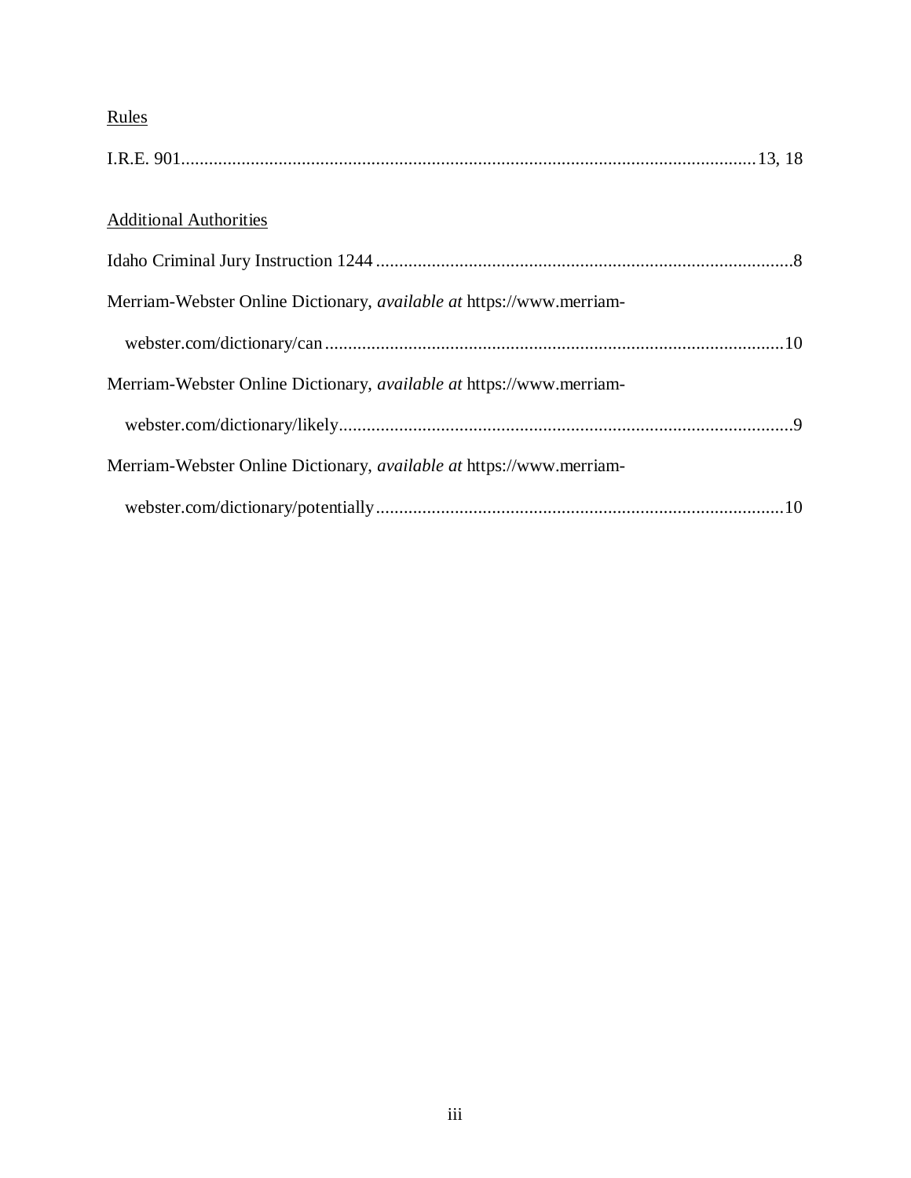Rules

I.R.E. 901 ........................................................................................................................ 13, 18

Additional Authorities

Idaho Criminal Jury Instruction 1244 ......................................................................................... 8

Merriam-Webster Online Dictionary, *available at* https://www.merriam-webster.com/dictionary/can ................................................................................................... 10

Merriam-Webster Online Dictionary, *available at* https://www.merriam-webster.com/dictionary/likely .................................................................................................. 9

Merriam-Webster Online Dictionary, *available at* https://www.merriam-webster.com/dictionary/potentially ........................................................................................ 10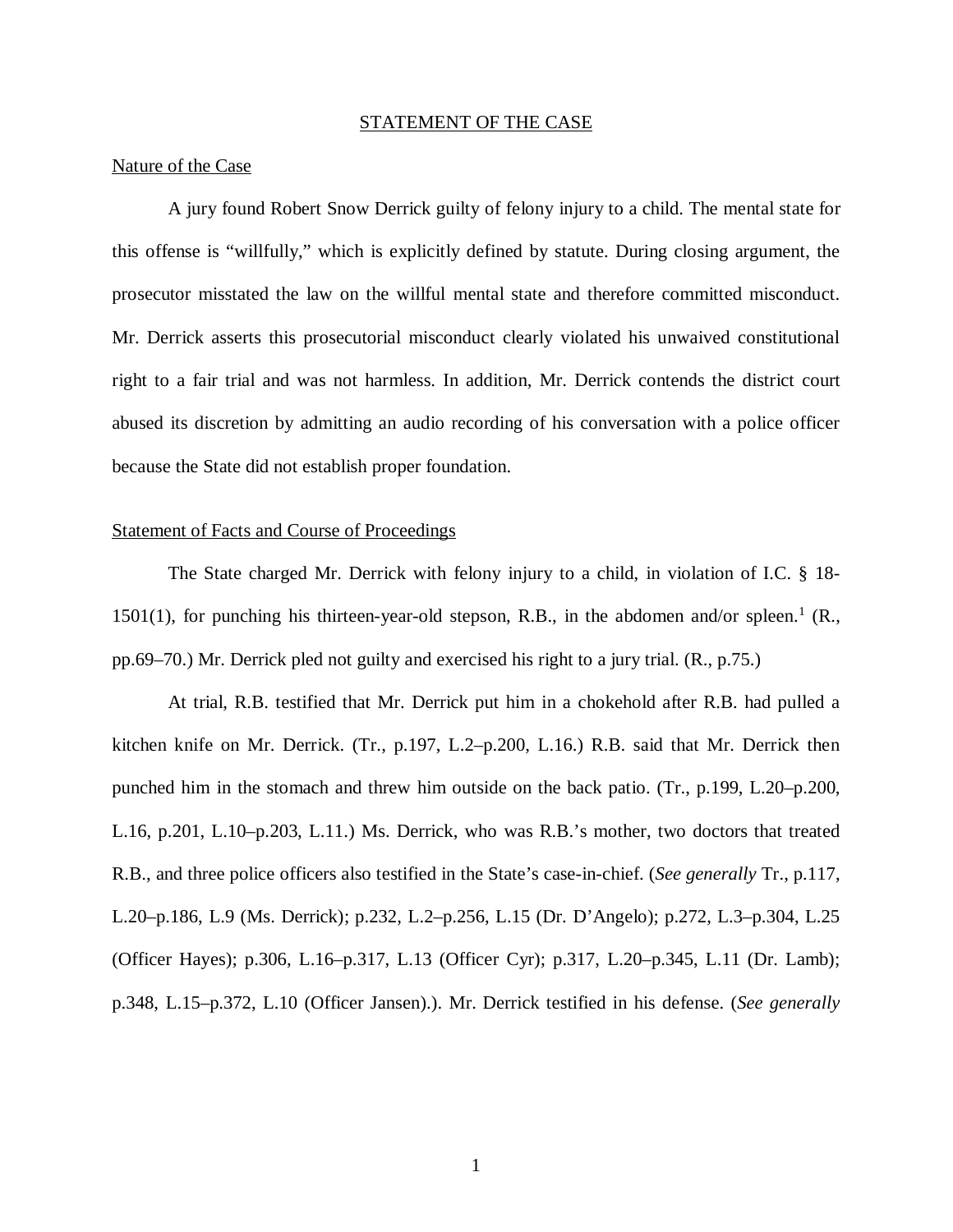## STATEMENT OF THE CASE

### Nature of the Case

A jury found Robert Snow Derrick guilty of felony injury to a child. The mental state for this offense is "willfully," which is explicitly defined by statute. During closing argument, the prosecutor misstated the law on the willful mental state and therefore committed misconduct. Mr. Derrick asserts this prosecutorial misconduct clearly violated his unwaived constitutional right to a fair trial and was not harmless. In addition, Mr. Derrick contends the district court abused its discretion by admitting an audio recording of his conversation with a police officer because the State did not establish proper foundation.

### Statement of Facts and Course of Proceedings

The State charged Mr. Derrick with felony injury to a child, in violation of I.C. § 18-1501(1), for punching his thirteen-year-old stepson, R.B., in the abdomen and/or spleen.[1] (R., pp.69–70.) Mr. Derrick pled not guilty and exercised his right to a jury trial. (R., p.75.)

At trial, R.B. testified that Mr. Derrick put him in a chokehold after R.B. had pulled a kitchen knife on Mr. Derrick. (Tr., p.197, L.2–p.200, L.16.) R.B. said that Mr. Derrick then punched him in the stomach and threw him outside on the back patio. (Tr., p.199, L.20–p.200, L.16, p.201, L.10–p.203, L.11.) Ms. Derrick, who was R.B.'s mother, two doctors that treated R.B., and three police officers also testified in the State's case-in-chief. (*See generally* Tr., p.117, L.20–p.186, L.9 (Ms. Derrick); p.232, L.2–p.256, L.15 (Dr. D'Angelo); p.272, L.3–p.304, L.25 (Officer Hayes); p.306, L.16–p.317, L.13 (Officer Cyr); p.317, L.20–p.345, L.11 (Dr. Lamb); p.348, L.15–p.372, L.10 (Officer Jansen).). Mr. Derrick testified in his defense. (*See generally*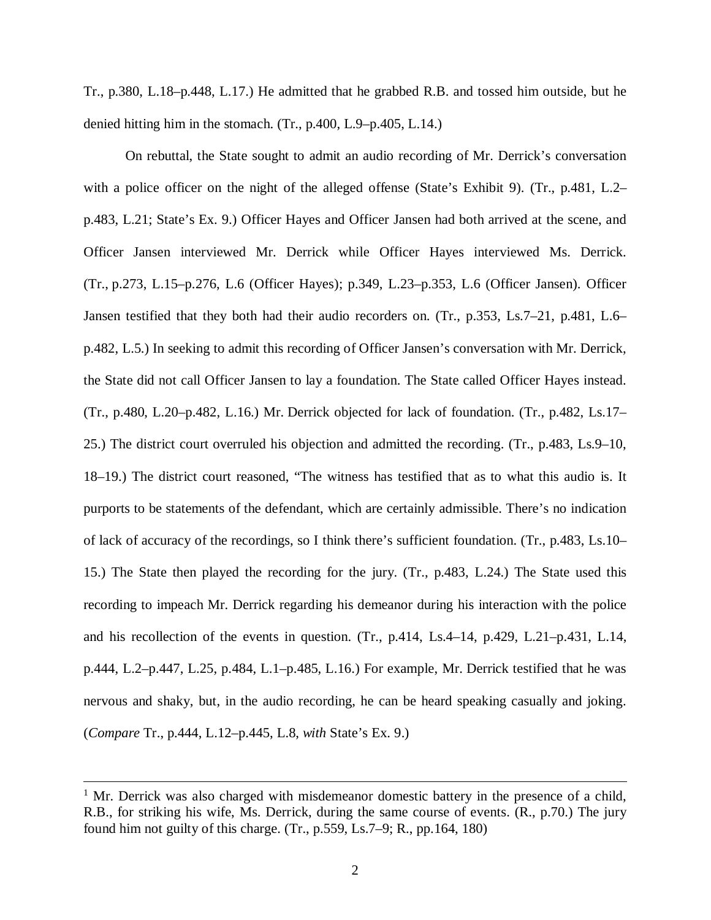Tr., p.380, L.18–p.448, L.17.) He admitted that he grabbed R.B. and tossed him outside, but he denied hitting him in the stomach. (Tr., p.400, L.9–p.405, L.14.)

On rebuttal, the State sought to admit an audio recording of Mr. Derrick's conversation with a police officer on the night of the alleged offense (State's Exhibit 9). (Tr., p.481, L.2–p.483, L.21; State's Ex. 9.) Officer Hayes and Officer Jansen had both arrived at the scene, and Officer Jansen interviewed Mr. Derrick while Officer Hayes interviewed Ms. Derrick. (Tr., p.273, L.15–p.276, L.6 (Officer Hayes); p.349, L.23–p.353, L.6 (Officer Jansen). Officer Jansen testified that they both had their audio recorders on. (Tr., p.353, Ls.7–21, p.481, L.6–p.482, L.5.) In seeking to admit this recording of Officer Jansen's conversation with Mr. Derrick, the State did not call Officer Jansen to lay a foundation. The State called Officer Hayes instead. (Tr., p.480, L.20–p.482, L.16.) Mr. Derrick objected for lack of foundation. (Tr., p.482, Ls.17–25.) The district court overruled his objection and admitted the recording. (Tr., p.483, Ls.9–10, 18–19.) The district court reasoned, "The witness has testified that as to what this audio is. It purports to be statements of the defendant, which are certainly admissible. There's no indication of lack of accuracy of the recordings, so I think there's sufficient foundation. (Tr., p.483, Ls.10–15.) The State then played the recording for the jury. (Tr., p.483, L.24.) The State used this recording to impeach Mr. Derrick regarding his demeanor during his interaction with the police and his recollection of the events in question. (Tr., p.414, Ls.4–14, p.429, L.21–p.431, L.14, p.444, L.2–p.447, L.25, p.484, L.1–p.485, L.16.) For example, Mr. Derrick testified that he was nervous and shaky, but, in the audio recording, he can be heard speaking casually and joking. (*Compare* Tr., p.444, L.12–p.445, L.8, *with* State's Ex. 9.)

---

[1] Mr. Derrick was also charged with misdemeanor domestic battery in the presence of a child, R.B., for striking his wife, Ms. Derrick, during the same course of events. (R., p.70.) The jury found him not guilty of this charge. (Tr., p.559, Ls.7–9; R., pp.164, 180)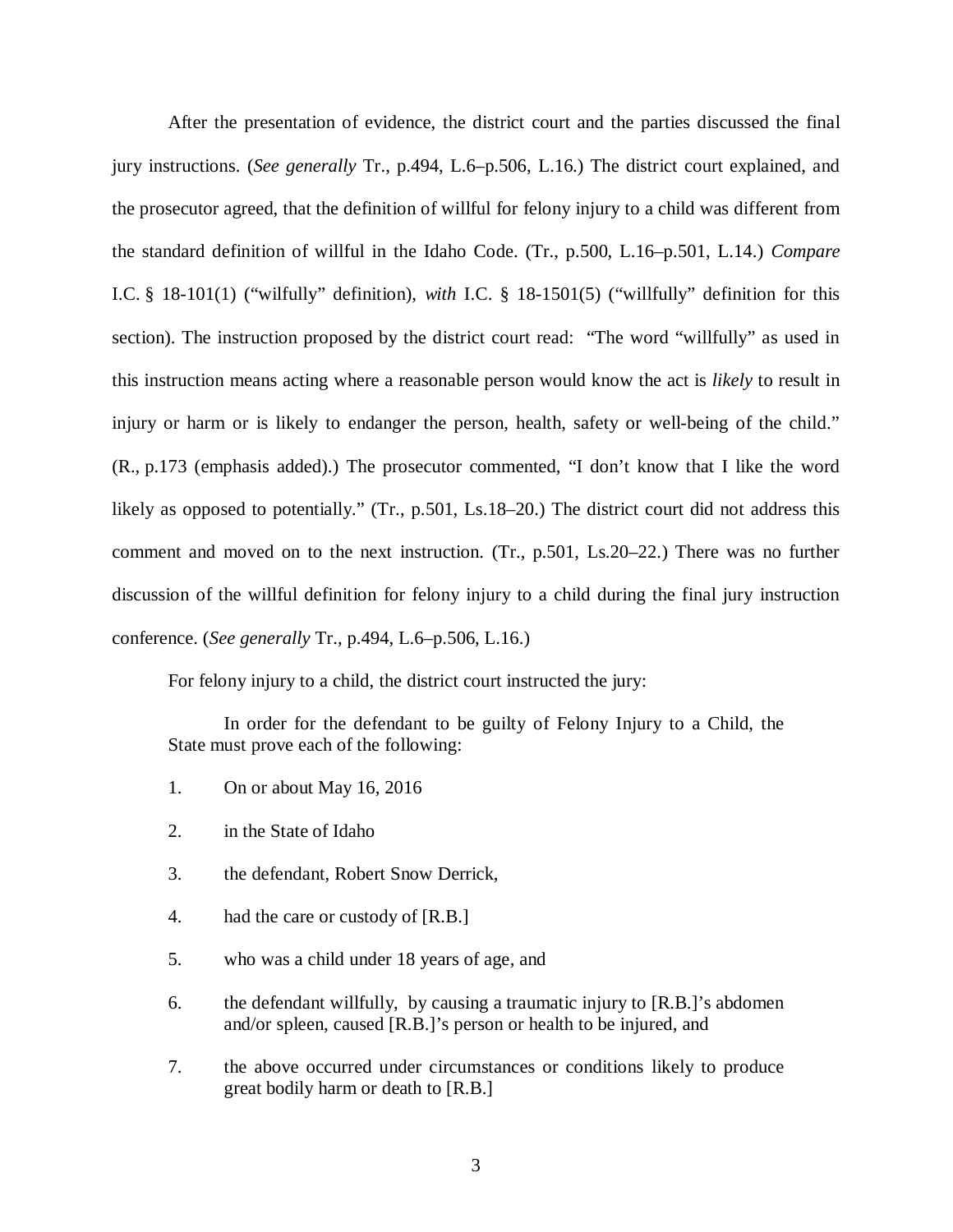After the presentation of evidence, the district court and the parties discussed the final jury instructions. (*See generally* Tr., p.494, L.6–p.506, L.16.) The district court explained, and the prosecutor agreed, that the definition of willful for felony injury to a child was different from the standard definition of willful in the Idaho Code. (Tr., p.500, L.16–p.501, L.14.) *Compare* I.C. § 18-101(1) ("wilfully" definition), *with* I.C. § 18-1501(5) ("willfully" definition for this section). The instruction proposed by the district court read: "The word "willfully" as used in this instruction means acting where a reasonable person would know the act is *likely* to result in injury or harm or is likely to endanger the person, health, safety or well-being of the child." (R., p.173 (emphasis added).) The prosecutor commented, "I don't know that I like the word likely as opposed to potentially." (Tr., p.501, Ls.18–20.) The district court did not address this comment and moved on to the next instruction. (Tr., p.501, Ls.20–22.) There was no further discussion of the willful definition for felony injury to a child during the final jury instruction conference. (*See generally* Tr., p.494, L.6–p.506, L.16.)

For felony injury to a child, the district court instructed the jury:

> In order for the defendant to be guilty of Felony Injury to a Child, the State must prove each of the following:
>
> 1. On or about May 16, 2016
> 2. in the State of Idaho
> 3. the defendant, Robert Snow Derrick,
> 4. had the care or custody of [R.B.]
> 5. who was a child under 18 years of age, and
> 6. the defendant willfully, by causing a traumatic injury to [R.B.]'s abdomen and/or spleen, caused [R.B.]'s person or health to be injured, and
> 7. the above occurred under circumstances or conditions likely to produce great bodily harm or death to [R.B.]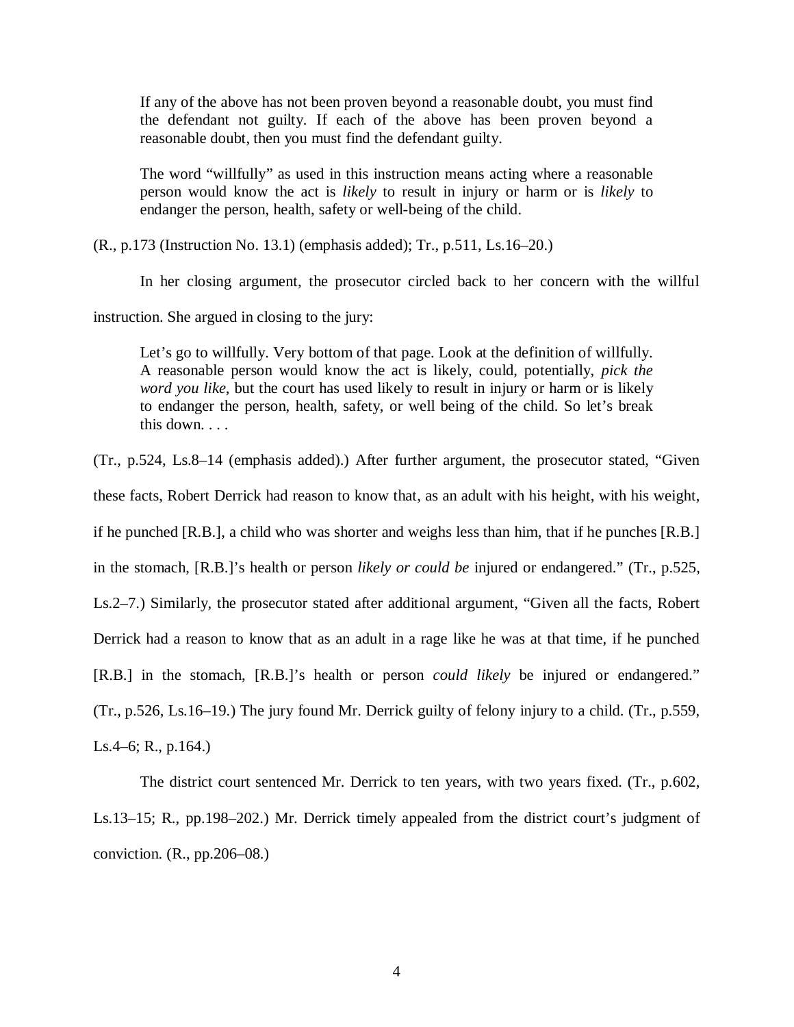> If any of the above has not been proven beyond a reasonable doubt, you must find the defendant not guilty. If each of the above has been proven beyond a reasonable doubt, then you must find the defendant guilty.
>
> The word "willfully" as used in this instruction means acting where a reasonable person would know the act is *likely* to result in injury or harm or is *likely* to endanger the person, health, safety or well-being of the child.

(R., p.173 (Instruction No. 13.1) (emphasis added); Tr., p.511, Ls.16–20.)

In her closing argument, the prosecutor circled back to her concern with the willful instruction. She argued in closing to the jury:

> Let's go to willfully. Very bottom of that page. Look at the definition of willfully. A reasonable person would know the act is likely, could, potentially, *pick the word you like*, but the court has used likely to result in injury or harm or is likely to endanger the person, health, safety, or well being of the child. So let's break this down. . . .

(Tr., p.524, Ls.8–14 (emphasis added).) After further argument, the prosecutor stated, "Given these facts, Robert Derrick had reason to know that, as an adult with his height, with his weight, if he punched [R.B.], a child who was shorter and weighs less than him, that if he punches [R.B.] in the stomach, [R.B.]'s health or person *likely or could be* injured or endangered." (Tr., p.525, Ls.2–7.) Similarly, the prosecutor stated after additional argument, "Given all the facts, Robert Derrick had a reason to know that as an adult in a rage like he was at that time, if he punched [R.B.] in the stomach, [R.B.]'s health or person *could likely* be injured or endangered." (Tr., p.526, Ls.16–19.) The jury found Mr. Derrick guilty of felony injury to a child. (Tr., p.559, Ls.4–6; R., p.164.)

The district court sentenced Mr. Derrick to ten years, with two years fixed. (Tr., p.602, Ls.13–15; R., pp.198–202.) Mr. Derrick timely appealed from the district court's judgment of conviction. (R., pp.206–08.)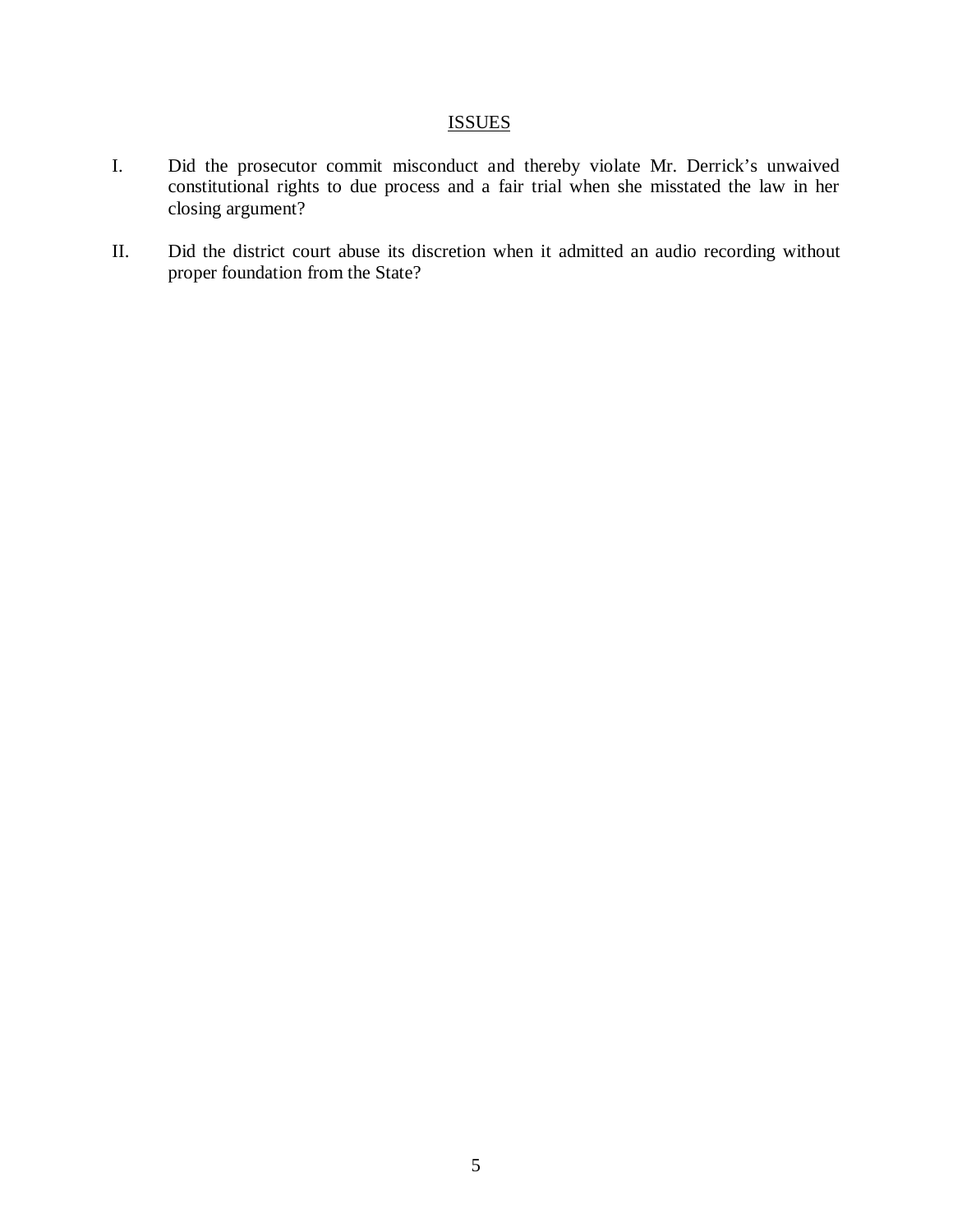## ISSUES

I. Did the prosecutor commit misconduct and thereby violate Mr. Derrick's unwaived constitutional rights to due process and a fair trial when she misstated the law in her closing argument?

II. Did the district court abuse its discretion when it admitted an audio recording without proper foundation from the State?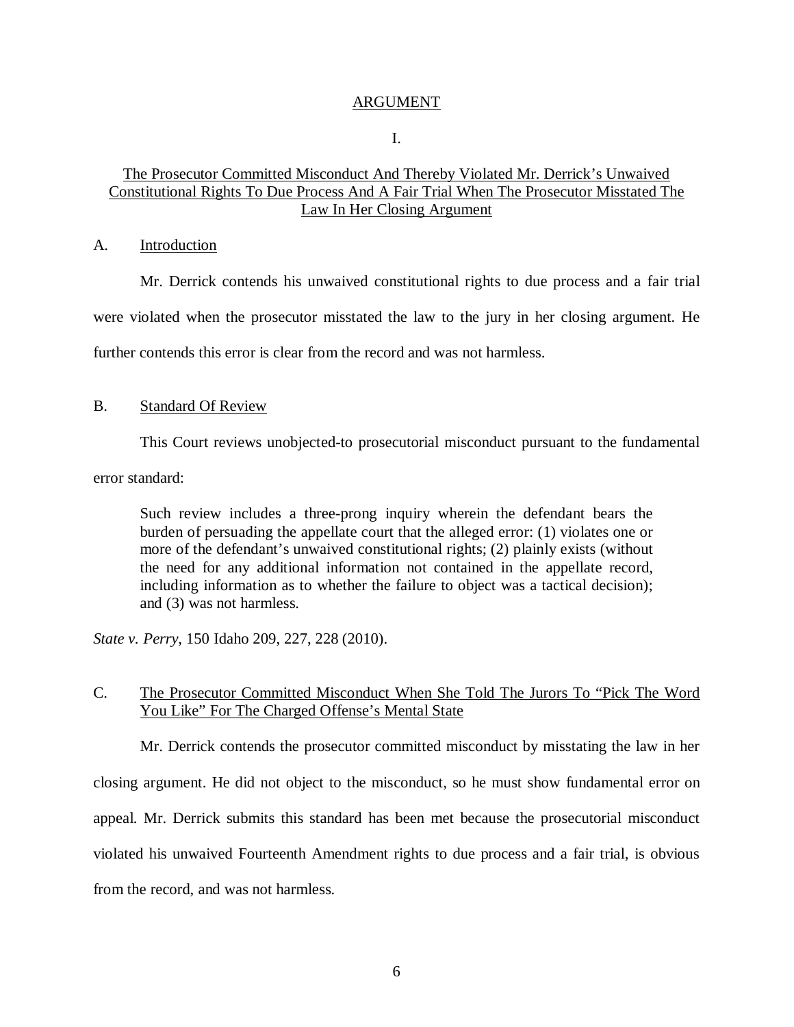## ARGUMENT

### I.

### The Prosecutor Committed Misconduct And Thereby Violated Mr. Derrick's Unwaived Constitutional Rights To Due Process And A Fair Trial When The Prosecutor Misstated The Law In Her Closing Argument

#### A. Introduction

Mr. Derrick contends his unwaived constitutional rights to due process and a fair trial were violated when the prosecutor misstated the law to the jury in her closing argument. He further contends this error is clear from the record and was not harmless.

#### B. Standard Of Review

This Court reviews unobjected-to prosecutorial misconduct pursuant to the fundamental error standard:

> Such review includes a three-prong inquiry wherein the defendant bears the burden of persuading the appellate court that the alleged error: (1) violates one or more of the defendant's unwaived constitutional rights; (2) plainly exists (without the need for any additional information not contained in the appellate record, including information as to whether the failure to object was a tactical decision); and (3) was not harmless.

*State v. Perry*, 150 Idaho 209, 227, 228 (2010).

#### C. The Prosecutor Committed Misconduct When She Told The Jurors To "Pick The Word You Like" For The Charged Offense's Mental State

Mr. Derrick contends the prosecutor committed misconduct by misstating the law in her closing argument. He did not object to the misconduct, so he must show fundamental error on appeal. Mr. Derrick submits this standard has been met because the prosecutorial misconduct violated his unwaived Fourteenth Amendment rights to due process and a fair trial, is obvious from the record, and was not harmless.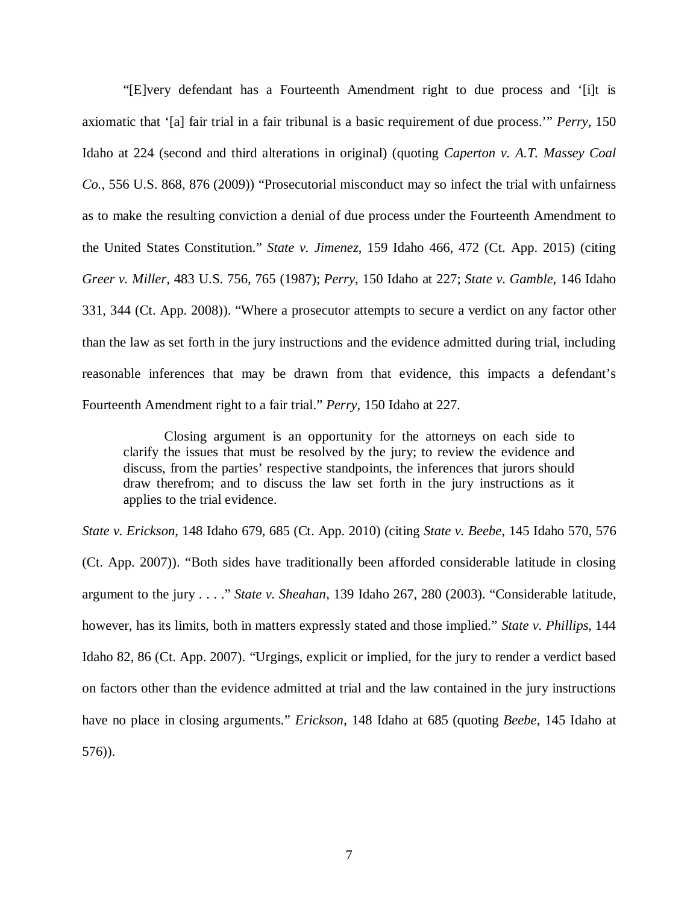"[E]very defendant has a Fourteenth Amendment right to due process and '[i]t is axiomatic that '[a] fair trial in a fair tribunal is a basic requirement of due process.'" *Perry*, 150 Idaho at 224 (second and third alterations in original) (quoting *Caperton v. A.T. Massey Coal Co.*, 556 U.S. 868, 876 (2009)) "Prosecutorial misconduct may so infect the trial with unfairness as to make the resulting conviction a denial of due process under the Fourteenth Amendment to the United States Constitution." *State v. Jimenez*, 159 Idaho 466, 472 (Ct. App. 2015) (citing *Greer v. Miller*, 483 U.S. 756, 765 (1987); *Perry*, 150 Idaho at 227; *State v. Gamble*, 146 Idaho 331, 344 (Ct. App. 2008)). "Where a prosecutor attempts to secure a verdict on any factor other than the law as set forth in the jury instructions and the evidence admitted during trial, including reasonable inferences that may be drawn from that evidence, this impacts a defendant's Fourteenth Amendment right to a fair trial." *Perry*, 150 Idaho at 227.

> Closing argument is an opportunity for the attorneys on each side to clarify the issues that must be resolved by the jury; to review the evidence and discuss, from the parties' respective standpoints, the inferences that jurors should draw therefrom; and to discuss the law set forth in the jury instructions as it applies to the trial evidence.

*State v. Erickson*, 148 Idaho 679, 685 (Ct. App. 2010) (citing *State v. Beebe*, 145 Idaho 570, 576 (Ct. App. 2007)). "Both sides have traditionally been afforded considerable latitude in closing argument to the jury . . . ." *State v. Sheahan*, 139 Idaho 267, 280 (2003). "Considerable latitude, however, has its limits, both in matters expressly stated and those implied." *State v. Phillips*, 144 Idaho 82, 86 (Ct. App. 2007). "Urgings, explicit or implied, for the jury to render a verdict based on factors other than the evidence admitted at trial and the law contained in the jury instructions have no place in closing arguments." *Erickson*, 148 Idaho at 685 (quoting *Beebe*, 145 Idaho at 576)).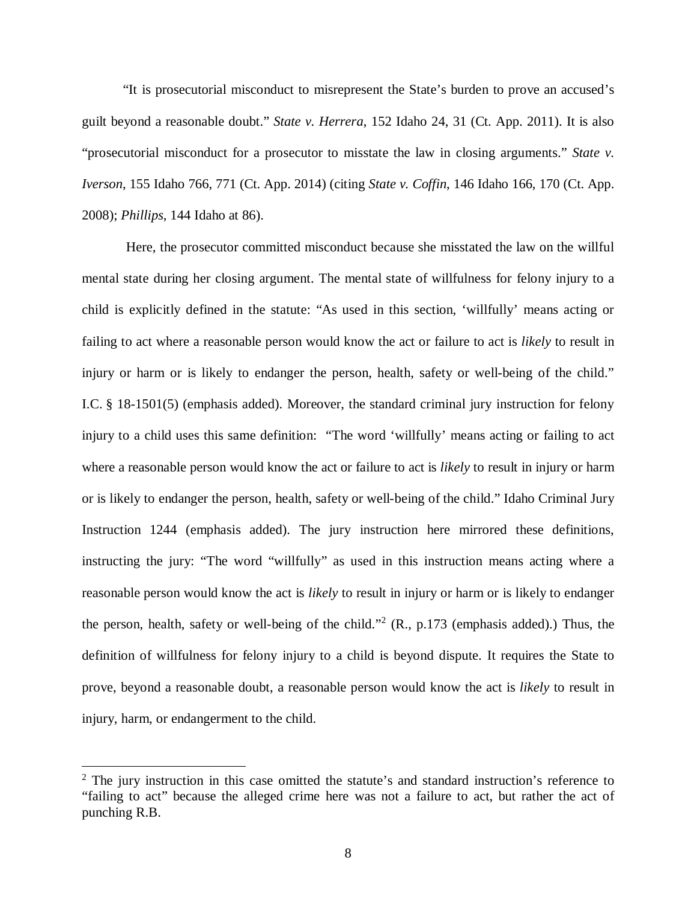"It is prosecutorial misconduct to misrepresent the State's burden to prove an accused's guilt beyond a reasonable doubt." *State v. Herrera*, 152 Idaho 24, 31 (Ct. App. 2011). It is also "prosecutorial misconduct for a prosecutor to misstate the law in closing arguments." *State v. Iverson*, 155 Idaho 766, 771 (Ct. App. 2014) (citing *State v. Coffin*, 146 Idaho 166, 170 (Ct. App. 2008); *Phillips*, 144 Idaho at 86).

Here, the prosecutor committed misconduct because she misstated the law on the willful mental state during her closing argument. The mental state of willfulness for felony injury to a child is explicitly defined in the statute: "As used in this section, 'willfully' means acting or failing to act where a reasonable person would know the act or failure to act is *likely* to result in injury or harm or is likely to endanger the person, health, safety or well-being of the child." I.C. § 18-1501(5) (emphasis added). Moreover, the standard criminal jury instruction for felony injury to a child uses this same definition: "The word 'willfully' means acting or failing to act where a reasonable person would know the act or failure to act is *likely* to result in injury or harm or is likely to endanger the person, health, safety or well-being of the child." Idaho Criminal Jury Instruction 1244 (emphasis added). The jury instruction here mirrored these definitions, instructing the jury: "The word "willfully" as used in this instruction means acting where a reasonable person would know the act is *likely* to result in injury or harm or is likely to endanger the person, health, safety or well-being of the child."[2] (R., p.173 (emphasis added).) Thus, the definition of willfulness for felony injury to a child is beyond dispute. It requires the State to prove, beyond a reasonable doubt, a reasonable person would know the act is *likely* to result in injury, harm, or endangerment to the child.

---

[2] The jury instruction in this case omitted the statute's and standard instruction's reference to "failing to act" because the alleged crime here was not a failure to act, but rather the act of punching R.B.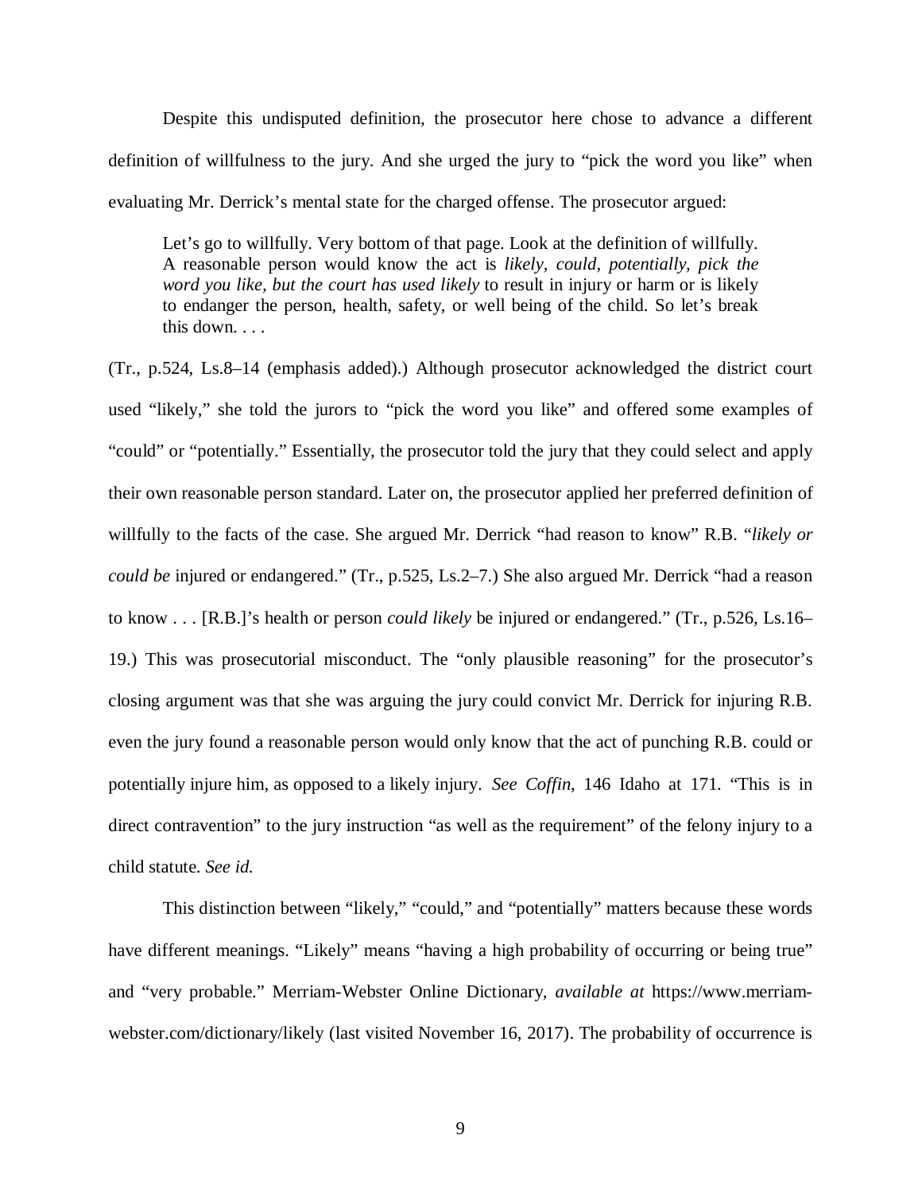Despite this undisputed definition, the prosecutor here chose to advance a different definition of willfulness to the jury. And she urged the jury to "pick the word you like" when evaluating Mr. Derrick's mental state for the charged offense. The prosecutor argued:

> Let's go to willfully. Very bottom of that page. Look at the definition of willfully. A reasonable person would know the act is *likely, could, potentially, pick the word you like, but the court has used likely* to result in injury or harm or is likely to endanger the person, health, safety, or well being of the child. So let's break this down. . . .

(Tr., p.524, Ls.8–14 (emphasis added).) Although prosecutor acknowledged the district court used "likely," she told the jurors to "pick the word you like" and offered some examples of "could" or "potentially." Essentially, the prosecutor told the jury that they could select and apply their own reasonable person standard. Later on, the prosecutor applied her preferred definition of willfully to the facts of the case. She argued Mr. Derrick "had reason to know" R.B. "*likely or could be* injured or endangered." (Tr., p.525, Ls.2–7.) She also argued Mr. Derrick "had a reason to know . . . [R.B.]'s health or person *could likely* be injured or endangered." (Tr., p.526, Ls.16–19.) This was prosecutorial misconduct. The "only plausible reasoning" for the prosecutor's closing argument was that she was arguing the jury could convict Mr. Derrick for injuring R.B. even the jury found a reasonable person would only know that the act of punching R.B. could or potentially injure him, as opposed to a likely injury. *See Coffin*, 146 Idaho at 171. "This is in direct contravention" to the jury instruction "as well as the requirement" of the felony injury to a child statute. *See id.*

This distinction between "likely," "could," and "potentially" matters because these words have different meanings. "Likely" means "having a high probability of occurring or being true" and "very probable." Merriam-Webster Online Dictionary, *available at* https://www.merriam-webster.com/dictionary/likely (last visited November 16, 2017). The probability of occurrence is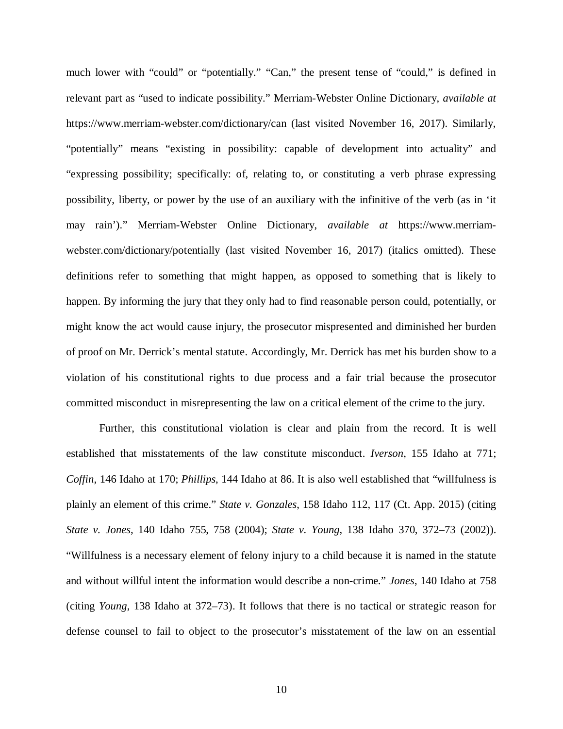much lower with "could" or "potentially." "Can," the present tense of "could," is defined in relevant part as "used to indicate possibility." Merriam-Webster Online Dictionary, *available at* https://www.merriam-webster.com/dictionary/can (last visited November 16, 2017). Similarly, "potentially" means "existing in possibility: capable of development into actuality" and "expressing possibility; specifically: of, relating to, or constituting a verb phrase expressing possibility, liberty, or power by the use of an auxiliary with the infinitive of the verb (as in 'it may rain')." Merriam-Webster Online Dictionary, *available at* https://www.merriam-webster.com/dictionary/potentially (last visited November 16, 2017) (italics omitted). These definitions refer to something that might happen, as opposed to something that is likely to happen. By informing the jury that they only had to find reasonable person could, potentially, or might know the act would cause injury, the prosecutor mispresented and diminished her burden of proof on Mr. Derrick's mental statute. Accordingly, Mr. Derrick has met his burden show to a violation of his constitutional rights to due process and a fair trial because the prosecutor committed misconduct in misrepresenting the law on a critical element of the crime to the jury.

Further, this constitutional violation is clear and plain from the record. It is well established that misstatements of the law constitute misconduct. *Iverson*, 155 Idaho at 771; *Coffin*, 146 Idaho at 170; *Phillips*, 144 Idaho at 86. It is also well established that "willfulness is plainly an element of this crime." *State v. Gonzales*, 158 Idaho 112, 117 (Ct. App. 2015) (citing *State v. Jones*, 140 Idaho 755, 758 (2004); *State v. Young*, 138 Idaho 370, 372–73 (2002)). "Willfulness is a necessary element of felony injury to a child because it is named in the statute and without willful intent the information would describe a non-crime." *Jones*, 140 Idaho at 758 (citing *Young*, 138 Idaho at 372–73). It follows that there is no tactical or strategic reason for defense counsel to fail to object to the prosecutor's misstatement of the law on an essential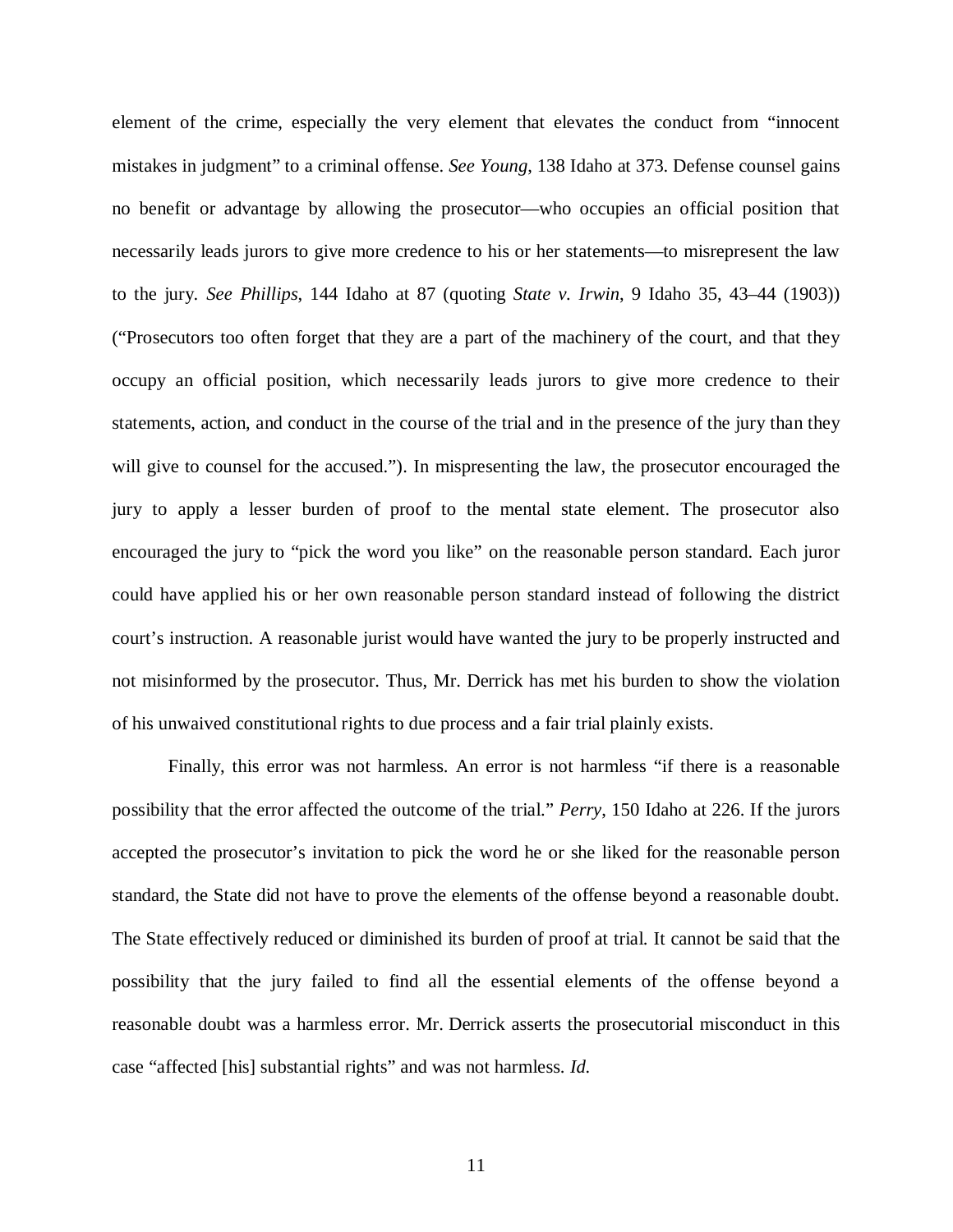element of the crime, especially the very element that elevates the conduct from "innocent mistakes in judgment" to a criminal offense. *See Young*, 138 Idaho at 373. Defense counsel gains no benefit or advantage by allowing the prosecutor—who occupies an official position that necessarily leads jurors to give more credence to his or her statements—to misrepresent the law to the jury. *See Phillips*, 144 Idaho at 87 (quoting *State v. Irwin*, 9 Idaho 35, 43–44 (1903)) ("Prosecutors too often forget that they are a part of the machinery of the court, and that they occupy an official position, which necessarily leads jurors to give more credence to their statements, action, and conduct in the course of the trial and in the presence of the jury than they will give to counsel for the accused."). In mispresenting the law, the prosecutor encouraged the jury to apply a lesser burden of proof to the mental state element. The prosecutor also encouraged the jury to "pick the word you like" on the reasonable person standard. Each juror could have applied his or her own reasonable person standard instead of following the district court's instruction. A reasonable jurist would have wanted the jury to be properly instructed and not misinformed by the prosecutor. Thus, Mr. Derrick has met his burden to show the violation of his unwaived constitutional rights to due process and a fair trial plainly exists.

Finally, this error was not harmless. An error is not harmless "if there is a reasonable possibility that the error affected the outcome of the trial." *Perry*, 150 Idaho at 226. If the jurors accepted the prosecutor's invitation to pick the word he or she liked for the reasonable person standard, the State did not have to prove the elements of the offense beyond a reasonable doubt. The State effectively reduced or diminished its burden of proof at trial. It cannot be said that the possibility that the jury failed to find all the essential elements of the offense beyond a reasonable doubt was a harmless error. Mr. Derrick asserts the prosecutorial misconduct in this case "affected [his] substantial rights" and was not harmless. *Id.*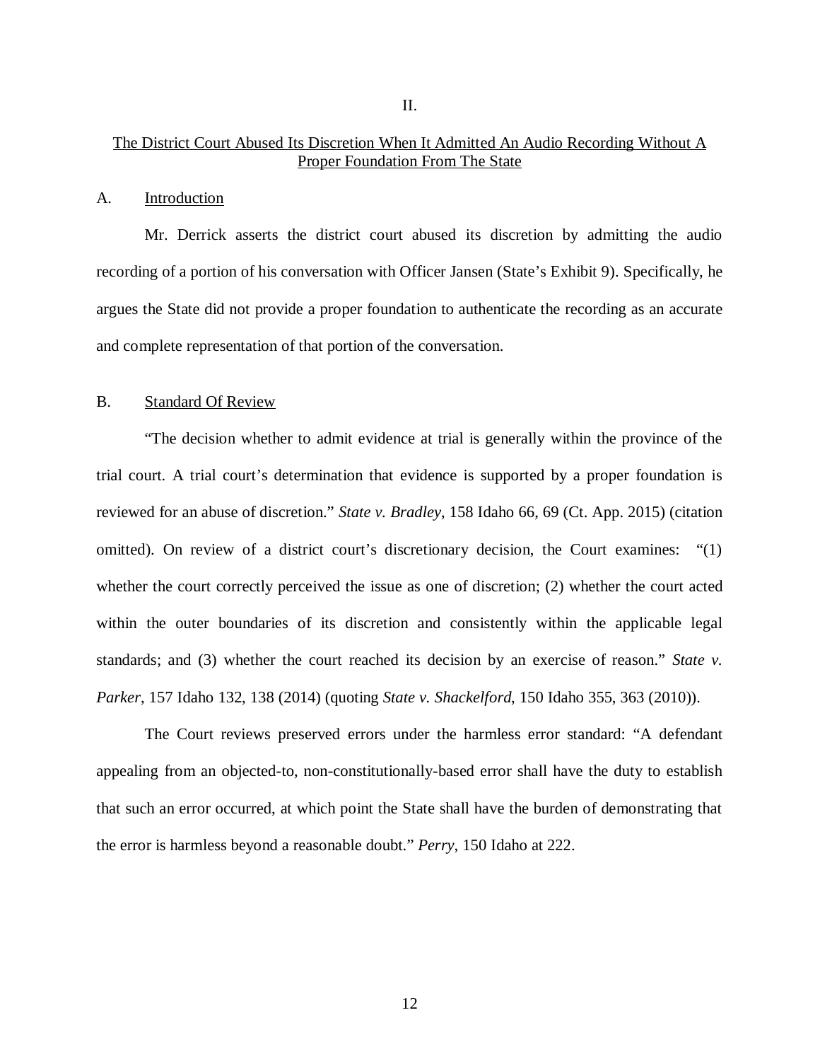II.

## The District Court Abused Its Discretion When It Admitted An Audio Recording Without A Proper Foundation From The State

### A. Introduction

Mr. Derrick asserts the district court abused its discretion by admitting the audio recording of a portion of his conversation with Officer Jansen (State's Exhibit 9). Specifically, he argues the State did not provide a proper foundation to authenticate the recording as an accurate and complete representation of that portion of the conversation.

### B. Standard Of Review

"The decision whether to admit evidence at trial is generally within the province of the trial court. A trial court's determination that evidence is supported by a proper foundation is reviewed for an abuse of discretion." *State v. Bradley*, 158 Idaho 66, 69 (Ct. App. 2015) (citation omitted). On review of a district court's discretionary decision, the Court examines: "(1) whether the court correctly perceived the issue as one of discretion; (2) whether the court acted within the outer boundaries of its discretion and consistently within the applicable legal standards; and (3) whether the court reached its decision by an exercise of reason." *State v. Parker*, 157 Idaho 132, 138 (2014) (quoting *State v. Shackelford*, 150 Idaho 355, 363 (2010)).

The Court reviews preserved errors under the harmless error standard: "A defendant appealing from an objected-to, non-constitutionally-based error shall have the duty to establish that such an error occurred, at which point the State shall have the burden of demonstrating that the error is harmless beyond a reasonable doubt." *Perry*, 150 Idaho at 222.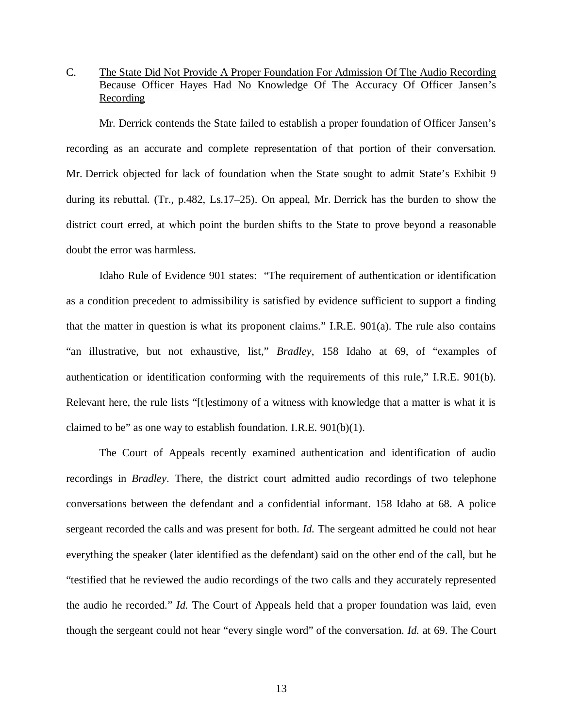C. <u>The State Did Not Provide A Proper Foundation For Admission Of The Audio Recording Because Officer Hayes Had No Knowledge Of The Accuracy Of Officer Jansen's Recording</u>

Mr. Derrick contends the State failed to establish a proper foundation of Officer Jansen's recording as an accurate and complete representation of that portion of their conversation. Mr. Derrick objected for lack of foundation when the State sought to admit State's Exhibit 9 during its rebuttal. (Tr., p.482, Ls.17–25). On appeal, Mr. Derrick has the burden to show the district court erred, at which point the burden shifts to the State to prove beyond a reasonable doubt the error was harmless.

Idaho Rule of Evidence 901 states: "The requirement of authentication or identification as a condition precedent to admissibility is satisfied by evidence sufficient to support a finding that the matter in question is what its proponent claims." I.R.E. 901(a). The rule also contains "an illustrative, but not exhaustive, list," *Bradley*, 158 Idaho at 69, of "examples of authentication or identification conforming with the requirements of this rule," I.R.E. 901(b). Relevant here, the rule lists "[t]estimony of a witness with knowledge that a matter is what it is claimed to be" as one way to establish foundation. I.R.E. 901(b)(1).

The Court of Appeals recently examined authentication and identification of audio recordings in *Bradley*. There, the district court admitted audio recordings of two telephone conversations between the defendant and a confidential informant. 158 Idaho at 68. A police sergeant recorded the calls and was present for both. *Id.* The sergeant admitted he could not hear everything the speaker (later identified as the defendant) said on the other end of the call, but he "testified that he reviewed the audio recordings of the two calls and they accurately represented the audio he recorded." *Id.* The Court of Appeals held that a proper foundation was laid, even though the sergeant could not hear "every single word" of the conversation. *Id.* at 69. The Court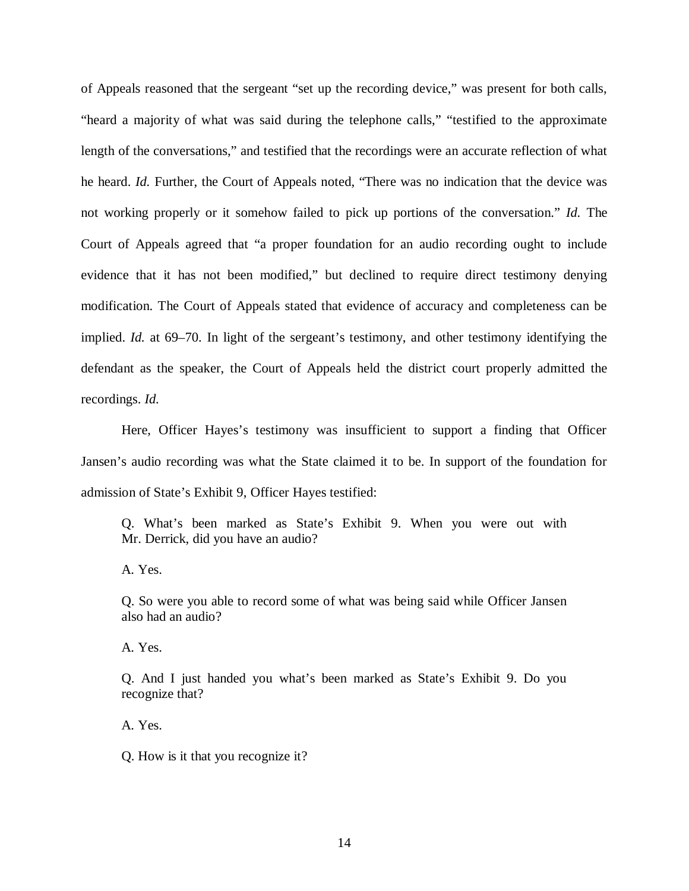of Appeals reasoned that the sergeant "set up the recording device," was present for both calls, "heard a majority of what was said during the telephone calls," "testified to the approximate length of the conversations," and testified that the recordings were an accurate reflection of what he heard. *Id.* Further, the Court of Appeals noted, "There was no indication that the device was not working properly or it somehow failed to pick up portions of the conversation." *Id.* The Court of Appeals agreed that "a proper foundation for an audio recording ought to include evidence that it has not been modified," but declined to require direct testimony denying modification. The Court of Appeals stated that evidence of accuracy and completeness can be implied. *Id.* at 69–70. In light of the sergeant's testimony, and other testimony identifying the defendant as the speaker, the Court of Appeals held the district court properly admitted the recordings. *Id.*

Here, Officer Hayes's testimony was insufficient to support a finding that Officer Jansen's audio recording was what the State claimed it to be. In support of the foundation for admission of State's Exhibit 9, Officer Hayes testified:

> Q. What's been marked as State's Exhibit 9. When you were out with Mr. Derrick, did you have an audio?
>
> A. Yes.
>
> Q. So were you able to record some of what was being said while Officer Jansen also had an audio?
>
> A. Yes.
>
> Q. And I just handed you what's been marked as State's Exhibit 9. Do you recognize that?
>
> A. Yes.
>
> Q. How is it that you recognize it?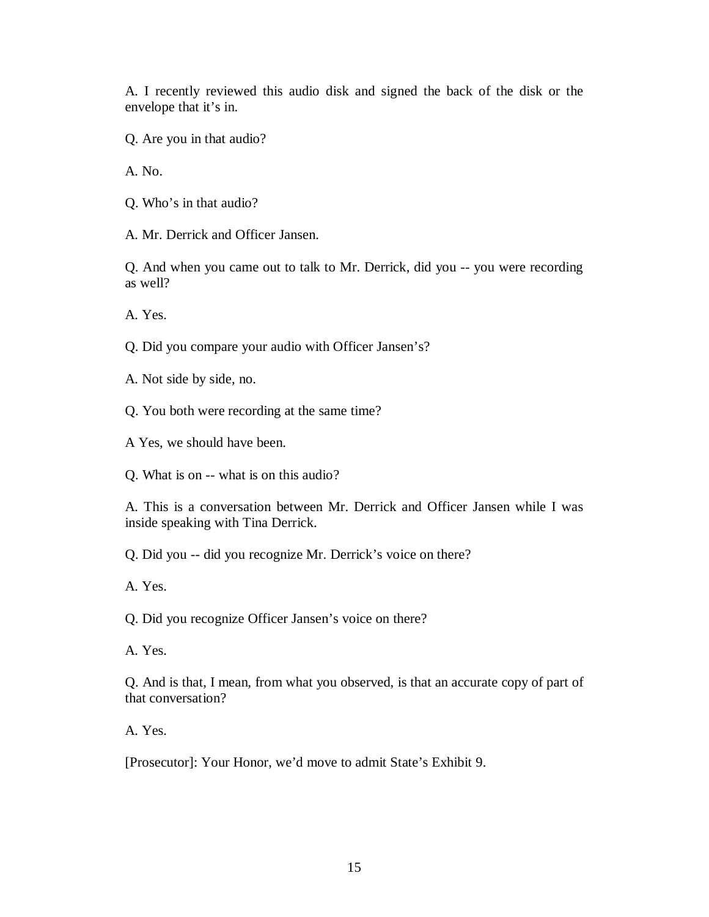A. I recently reviewed this audio disk and signed the back of the disk or the envelope that it's in.

Q. Are you in that audio?

A. No.

Q. Who's in that audio?

A. Mr. Derrick and Officer Jansen.

Q. And when you came out to talk to Mr. Derrick, did you -- you were recording as well?

A. Yes.

Q. Did you compare your audio with Officer Jansen's?

A. Not side by side, no.

Q. You both were recording at the same time?

A Yes, we should have been.

Q. What is on -- what is on this audio?

A. This is a conversation between Mr. Derrick and Officer Jansen while I was inside speaking with Tina Derrick.

Q. Did you -- did you recognize Mr. Derrick's voice on there?

A. Yes.

Q. Did you recognize Officer Jansen's voice on there?

A. Yes.

Q. And is that, I mean, from what you observed, is that an accurate copy of part of that conversation?

A. Yes.

[Prosecutor]: Your Honor, we'd move to admit State's Exhibit 9.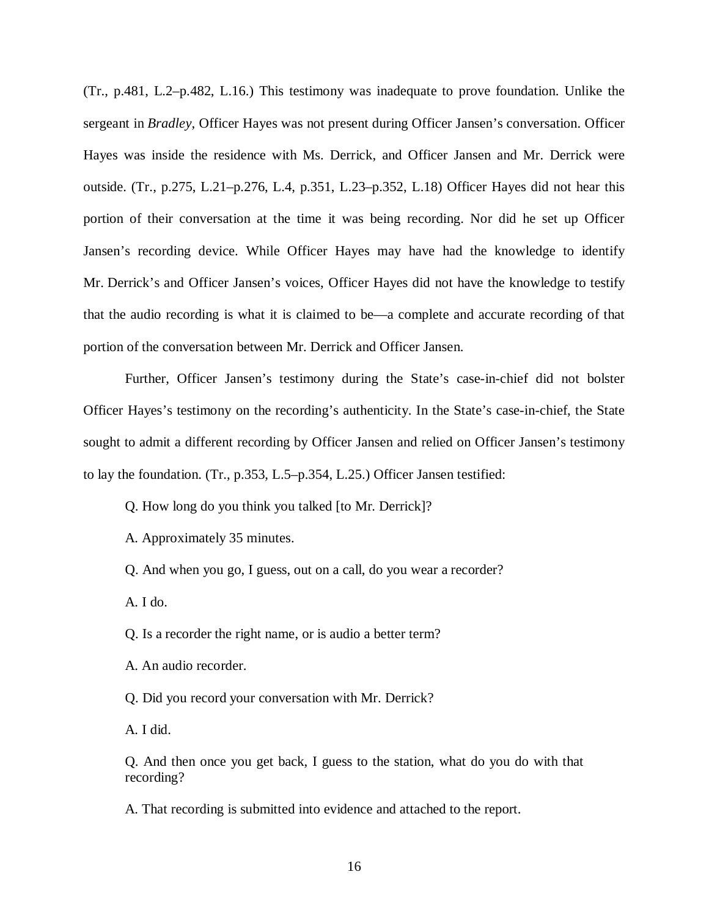(Tr., p.481, L.2–p.482, L.16.) This testimony was inadequate to prove foundation. Unlike the sergeant in *Bradley*, Officer Hayes was not present during Officer Jansen's conversation. Officer Hayes was inside the residence with Ms. Derrick, and Officer Jansen and Mr. Derrick were outside. (Tr., p.275, L.21–p.276, L.4, p.351, L.23–p.352, L.18) Officer Hayes did not hear this portion of their conversation at the time it was being recording. Nor did he set up Officer Jansen's recording device. While Officer Hayes may have had the knowledge to identify Mr. Derrick's and Officer Jansen's voices, Officer Hayes did not have the knowledge to testify that the audio recording is what it is claimed to be—a complete and accurate recording of that portion of the conversation between Mr. Derrick and Officer Jansen.

Further, Officer Jansen's testimony during the State's case-in-chief did not bolster Officer Hayes's testimony on the recording's authenticity. In the State's case-in-chief, the State sought to admit a different recording by Officer Jansen and relied on Officer Jansen's testimony to lay the foundation. (Tr., p.353, L.5–p.354, L.25.) Officer Jansen testified:

> Q. How long do you think you talked [to Mr. Derrick]?
>
> A. Approximately 35 minutes.
>
> Q. And when you go, I guess, out on a call, do you wear a recorder?
>
> A. I do.
>
> Q. Is a recorder the right name, or is audio a better term?
>
> A. An audio recorder.
>
> Q. Did you record your conversation with Mr. Derrick?
>
> A. I did.
>
> Q. And then once you get back, I guess to the station, what do you do with that recording?
>
> A. That recording is submitted into evidence and attached to the report.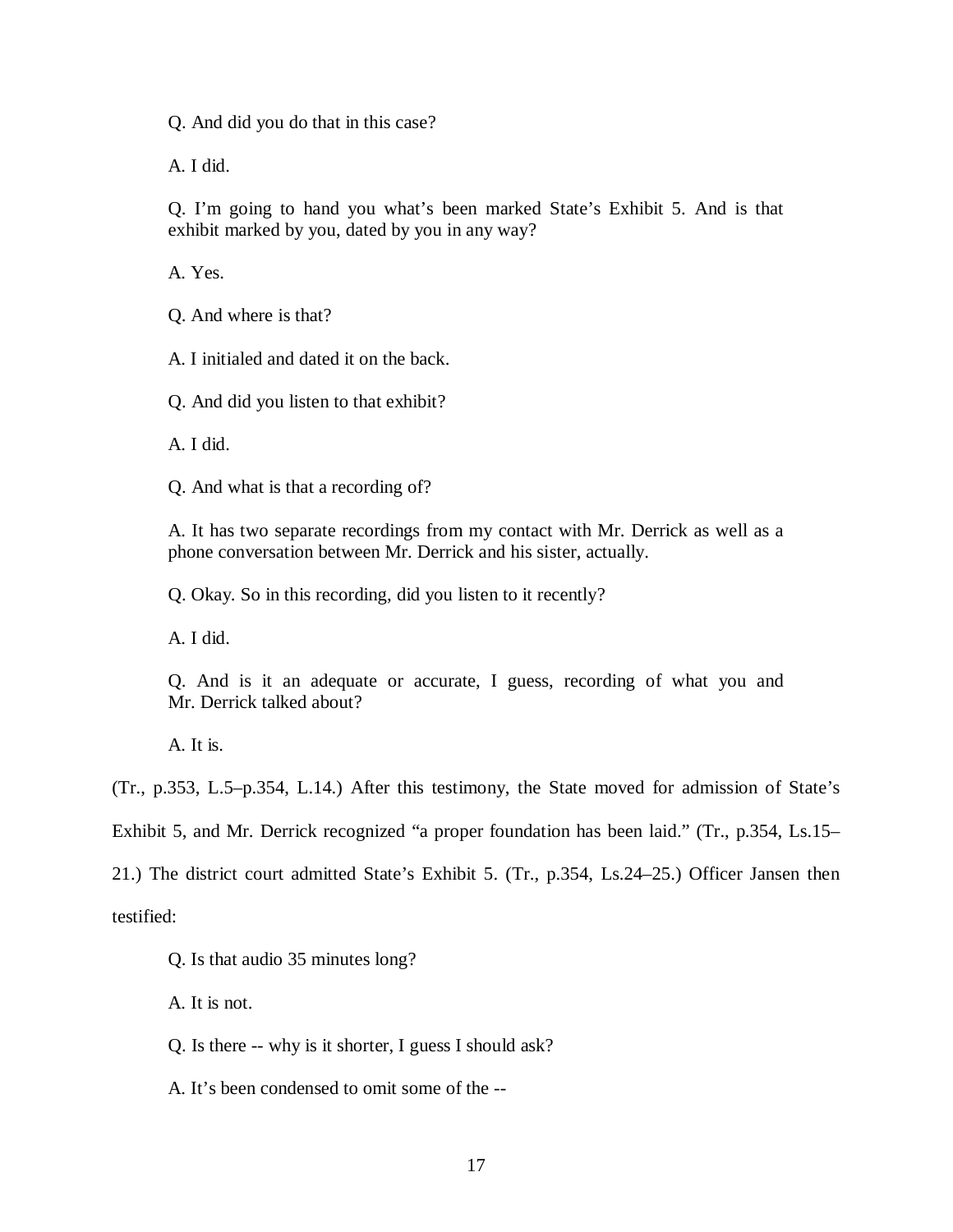Q. And did you do that in this case?

A. I did.

Q. I'm going to hand you what's been marked State's Exhibit 5. And is that exhibit marked by you, dated by you in any way?

A. Yes.

Q. And where is that?

A. I initialed and dated it on the back.

Q. And did you listen to that exhibit?

A. I did.

Q. And what is that a recording of?

A. It has two separate recordings from my contact with Mr. Derrick as well as a phone conversation between Mr. Derrick and his sister, actually.

Q. Okay. So in this recording, did you listen to it recently?

A. I did.

Q. And is it an adequate or accurate, I guess, recording of what you and Mr. Derrick talked about?

A. It is.

(Tr., p.353, L.5–p.354, L.14.) After this testimony, the State moved for admission of State's Exhibit 5, and Mr. Derrick recognized "a proper foundation has been laid." (Tr., p.354, Ls.15–21.) The district court admitted State's Exhibit 5. (Tr., p.354, Ls.24–25.) Officer Jansen then testified:

Q. Is that audio 35 minutes long?

A. It is not.

Q. Is there -- why is it shorter, I guess I should ask?

A. It's been condensed to omit some of the --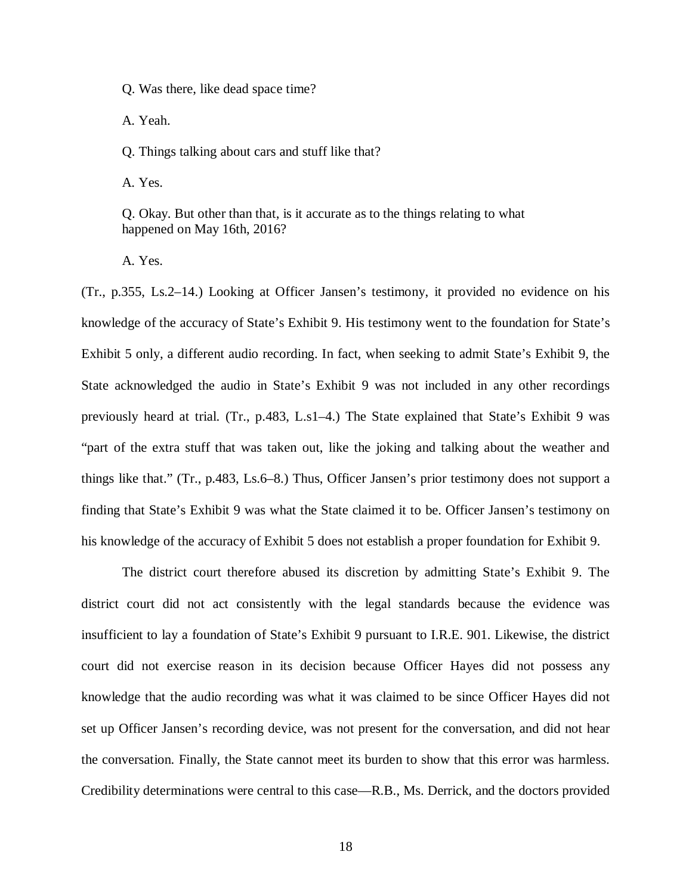Q. Was there, like dead space time?

A. Yeah.

Q. Things talking about cars and stuff like that?

A. Yes.

Q. Okay. But other than that, is it accurate as to the things relating to what happened on May 16th, 2016?

A. Yes.

(Tr., p.355, Ls.2–14.) Looking at Officer Jansen's testimony, it provided no evidence on his knowledge of the accuracy of State's Exhibit 9. His testimony went to the foundation for State's Exhibit 5 only, a different audio recording. In fact, when seeking to admit State's Exhibit 9, the State acknowledged the audio in State's Exhibit 9 was not included in any other recordings previously heard at trial. (Tr., p.483, L.s1–4.) The State explained that State's Exhibit 9 was "part of the extra stuff that was taken out, like the joking and talking about the weather and things like that." (Tr., p.483, Ls.6–8.) Thus, Officer Jansen's prior testimony does not support a finding that State's Exhibit 9 was what the State claimed it to be. Officer Jansen's testimony on his knowledge of the accuracy of Exhibit 5 does not establish a proper foundation for Exhibit 9.

The district court therefore abused its discretion by admitting State's Exhibit 9. The district court did not act consistently with the legal standards because the evidence was insufficient to lay a foundation of State's Exhibit 9 pursuant to I.R.E. 901. Likewise, the district court did not exercise reason in its decision because Officer Hayes did not possess any knowledge that the audio recording was what it was claimed to be since Officer Hayes did not set up Officer Jansen's recording device, was not present for the conversation, and did not hear the conversation. Finally, the State cannot meet its burden to show that this error was harmless. Credibility determinations were central to this case—R.B., Ms. Derrick, and the doctors provided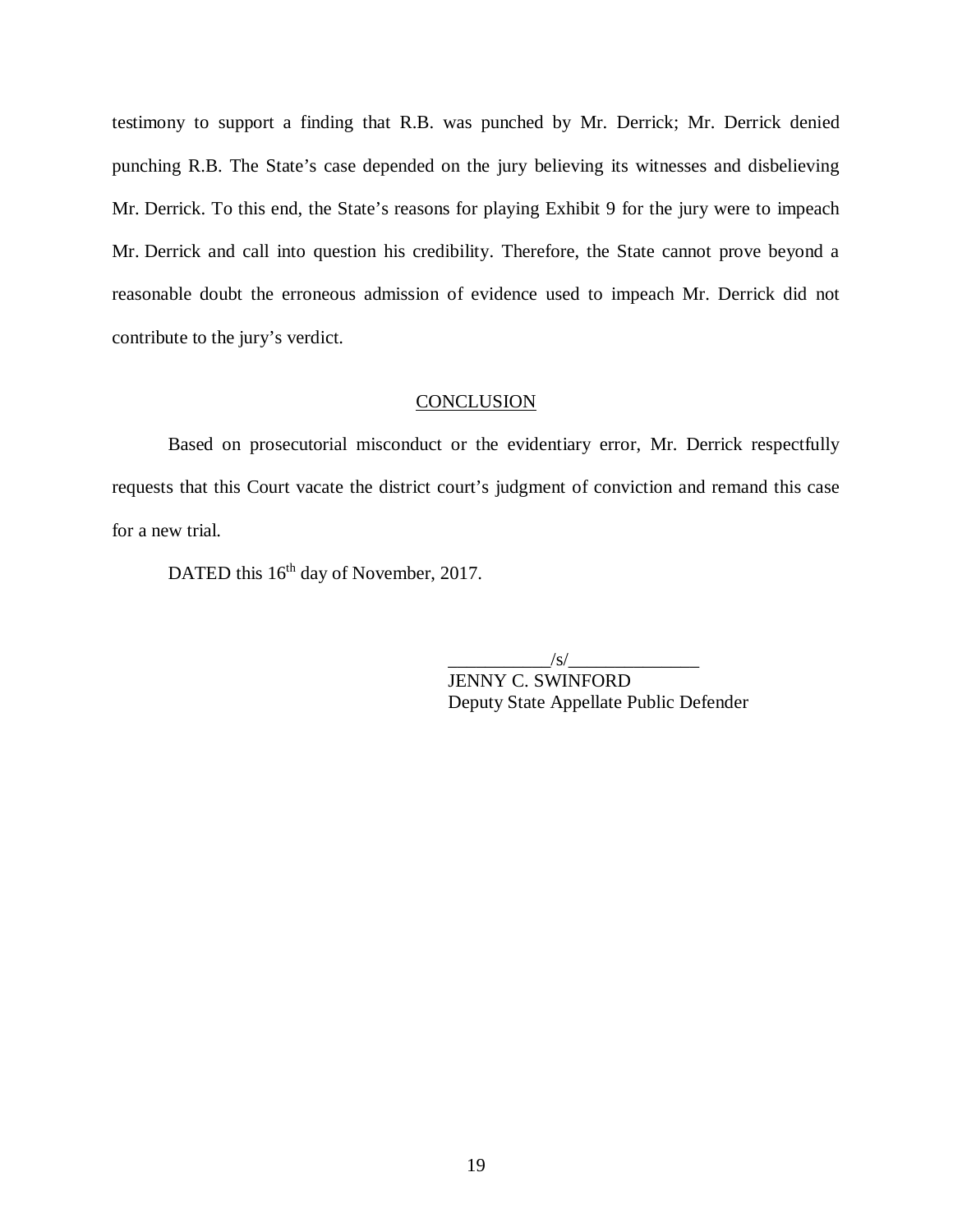testimony to support a finding that R.B. was punched by Mr. Derrick; Mr. Derrick denied punching R.B. The State's case depended on the jury believing its witnesses and disbelieving Mr. Derrick. To this end, the State's reasons for playing Exhibit 9 for the jury were to impeach Mr. Derrick and call into question his credibility. Therefore, the State cannot prove beyond a reasonable doubt the erroneous admission of evidence used to impeach Mr. Derrick did not contribute to the jury's verdict.

## CONCLUSION

Based on prosecutorial misconduct or the evidentiary error, Mr. Derrick respectfully requests that this Court vacate the district court's judgment of conviction and remand this case for a new trial.

DATED this 16th day of November, 2017.

___________/s/______________
JENNY C. SWINFORD
Deputy State Appellate Public Defender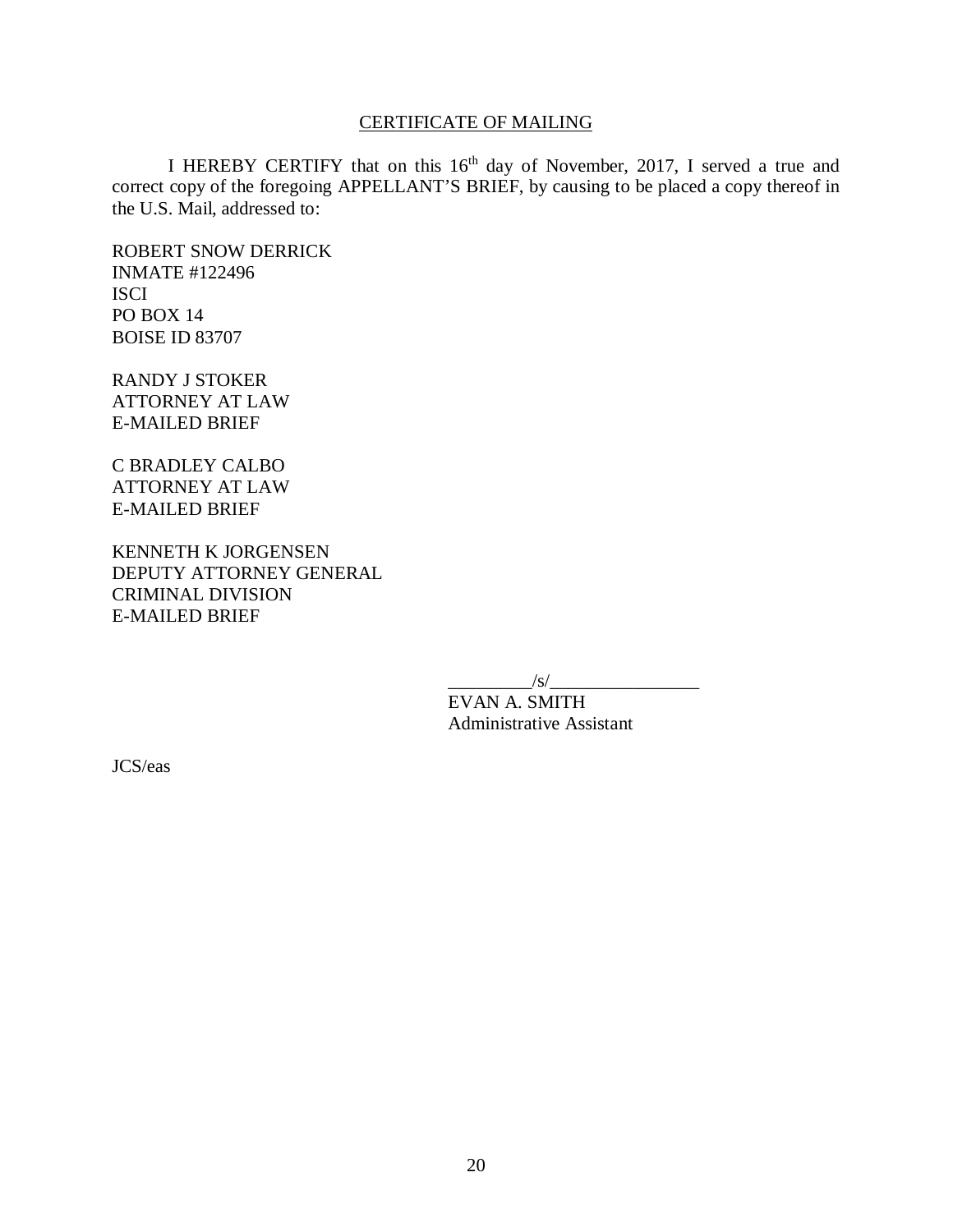## CERTIFICATE OF MAILING

I HEREBY CERTIFY that on this 16th day of November, 2017, I served a true and correct copy of the foregoing APPELLANT'S BRIEF, by causing to be placed a copy thereof in the U.S. Mail, addressed to:

ROBERT SNOW DERRICK
INMATE #122496
ISCI
PO BOX 14
BOISE ID 83707

RANDY J STOKER
ATTORNEY AT LAW
E-MAILED BRIEF

C BRADLEY CALBO
ATTORNEY AT LAW
E-MAILED BRIEF

KENNETH K JORGENSEN
DEPUTY ATTORNEY GENERAL
CRIMINAL DIVISION
E-MAILED BRIEF

_________/s/________________
EVAN A. SMITH
Administrative Assistant

JCS/eas